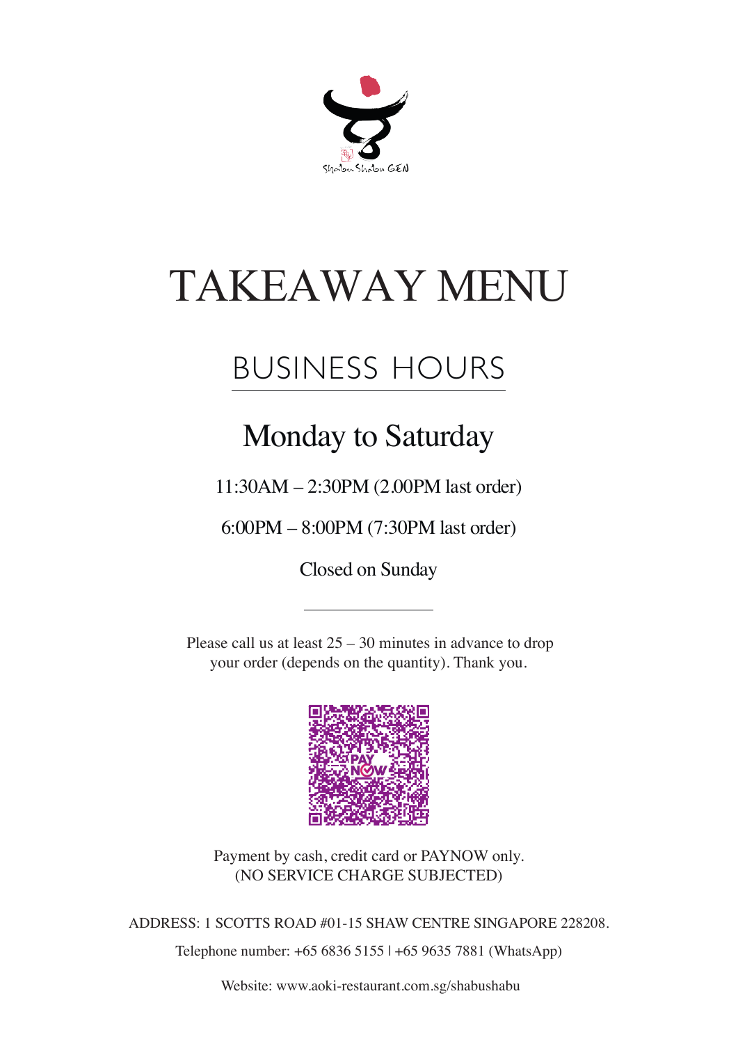Shabu Shabu GEN

# TAKEAWAY MENU

## BUSINESS HOURS

### Monday to Saturday

11:30AM – 2:30PM (2.00PM last order)

6:00PM – 8:00PM (7:30PM last order)

Closed on Sunday

---

Please call us at least 25 – 30 minutes in advance to drop your order (depends on the quantity). Thank you.

PAY NOW

Payment by cash, credit card or PAYNOW only.
(NO SERVICE CHARGE SUBJECTED)

ADDRESS: 1 SCOTTS ROAD #01-15 SHAW CENTRE SINGAPORE 228208.

Telephone number: +65 6836 5155 | +65 9635 7881 (WhatsApp)

Website: www.aoki-restaurant.com.sg/shabushabu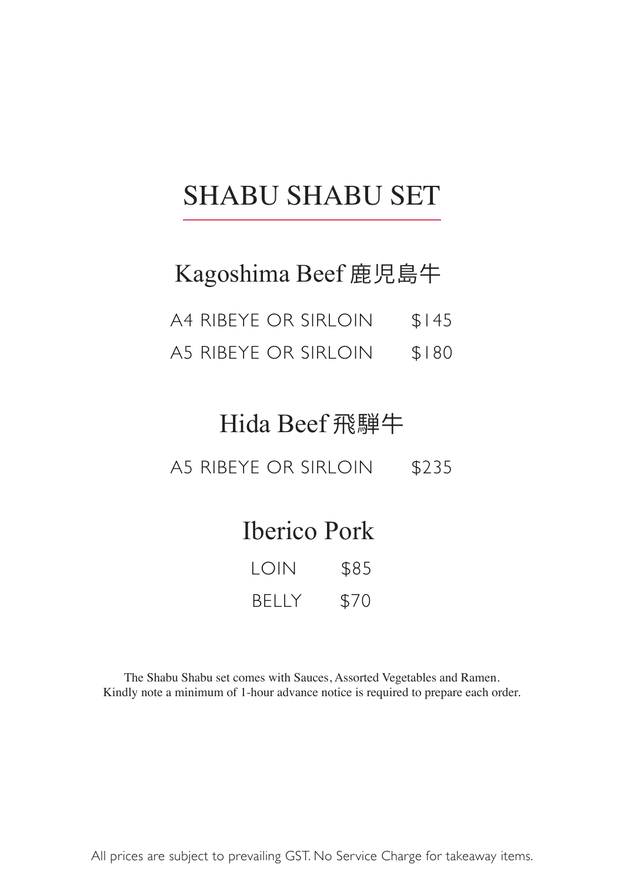# SHABU SHABU SET

## Kagoshima Beef 鹿児島牛

| | |
|---|---|
| A4 RIBEYE OR SIRLOIN | $145 |
| A5 RIBEYE OR SIRLOIN | $180 |

## Hida Beef 飛騨牛

| | |
|---|---|
| A5 RIBEYE OR SIRLOIN | $235 |

## Iberico Pork

| | |
|---|---|
| LOIN | $85 |
| BELLY | $70 |

The Shabu Shabu set comes with Sauces, Assorted Vegetables and Ramen.
Kindly note a minimum of 1-hour advance notice is required to prepare each order.

All prices are subject to prevailing GST. No Service Charge for takeaway items.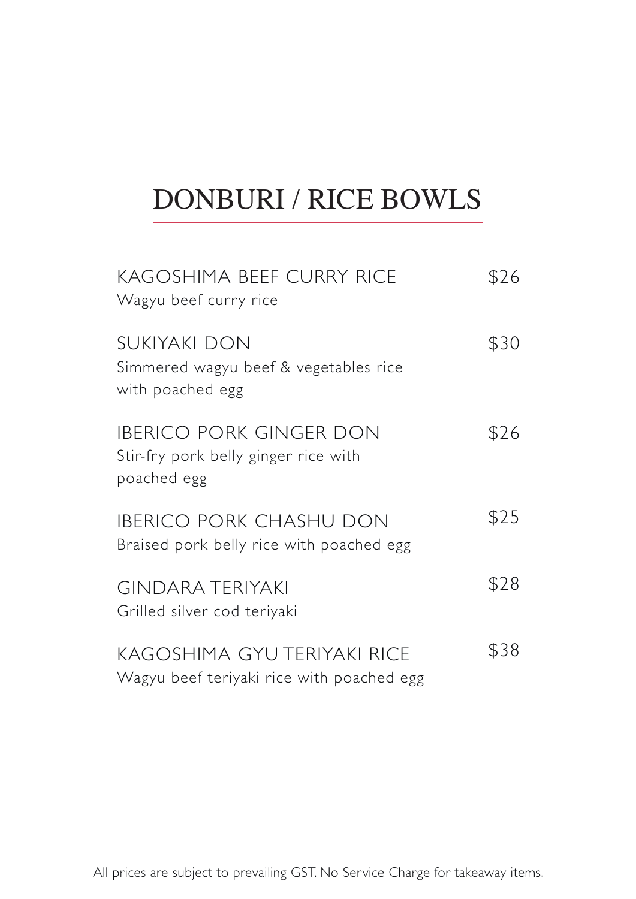# DONBURI / RICE BOWLS

KAGOSHIMA BEEF CURRY RICE — $26
Wagyu beef curry rice

SUKIYAKI DON — $30
Simmered wagyu beef & vegetables rice with poached egg

IBERICO PORK GINGER DON — $26
Stir-fry pork belly ginger rice with poached egg

IBERICO PORK CHASHU DON — $25
Braised pork belly rice with poached egg

GINDARA TERIYAKI — $28
Grilled silver cod teriyaki

KAGOSHIMA GYU TERIYAKI RICE — $38
Wagyu beef teriyaki rice with poached egg

All prices are subject to prevailing GST. No Service Charge for takeaway items.